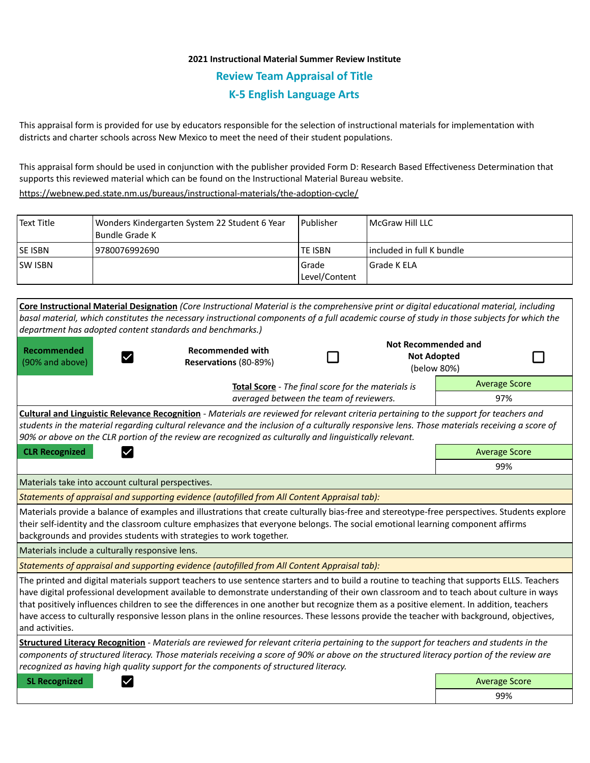**2021 Instructional Material Summer Review Institute**

## Review Team Appraisal of Title

## K-5 English Language Arts

This appraisal form is provided for use by educators responsible for the selection of instructional materials for implementation with districts and charter schools across New Mexico to meet the need of their student populations.

This appraisal form should be used in conjunction with the publisher provided Form D: Research Based Effectiveness Determination that supports this reviewed material which can be found on the Instructional Material Bureau website.

https://webnew.ped.state.nm.us/bureaus/instructional-materials/the-adoption-cycle/

| Text Title | Wonders Kindergarten System 22 Student 6 Year Bundle Grade K | Publisher | McGraw Hill LLC |
|---|---|---|---|
| SE ISBN | 9780076992690 | TE ISBN | included in full K bundle |
| SW ISBN | | Grade Level/Content | Grade K ELA |

**Core Instructional Material Designation** *(Core Instructional Material is the comprehensive print or digital educational material, including basal material, which constitutes the necessary instructional components of a full academic course of study in those subjects for which the department has adopted content standards and benchmarks.)*

| **Recommended** (90% and above) | ☑ | **Recommended with Reservations** (80-89%) | ☐ | **Not Recommended and Not Adopted** (below 80%) | ☐ |
|---|---|---|---|---|---|

**Total Score** - *The final score for the materials is averaged between the team of reviewers.*

| Average Score |
|---|
| 97% |

**Cultural and Linguistic Relevance Recognition** - *Materials are reviewed for relevant criteria pertaining to the support for teachers and students in the material regarding cultural relevance and the inclusion of a culturally responsive lens. Those materials receiving a score of 90% or above on the CLR portion of the review are recognized as culturally and linguistically relevant.*

**CLR Recognized** ☑

| Average Score |
|---|
| 99% |

Materials take into account cultural perspectives.

*Statements of appraisal and supporting evidence (autofilled from All Content Appraisal tab):*

Materials provide a balance of examples and illustrations that create culturally bias-free and stereotype-free perspectives. Students explore their self-identity and the classroom culture emphasizes that everyone belongs. The social emotional learning component affirms backgrounds and provides students with strategies to work together.

Materials include a culturally responsive lens.

*Statements of appraisal and supporting evidence (autofilled from All Content Appraisal tab):*

The printed and digital materials support teachers to use sentence starters and to build a routine to teaching that supports ELLS. Teachers have digital professional development available to demonstrate understanding of their own classroom and to teach about culture in ways that positively influences children to see the differences in one another but recognize them as a positive element. In addition, teachers have access to culturally responsive lesson plans in the online resources. These lessons provide the teacher with background, objectives, and activities.

**Structured Literacy Recognition** - *Materials are reviewed for relevant criteria pertaining to the support for teachers and students in the components of structured literacy. Those materials receiving a score of 90% or above on the structured literacy portion of the review are recognized as having high quality support for the components of structured literacy.*

**SL Recognized** ☑

| Average Score |
|---|
| 99% |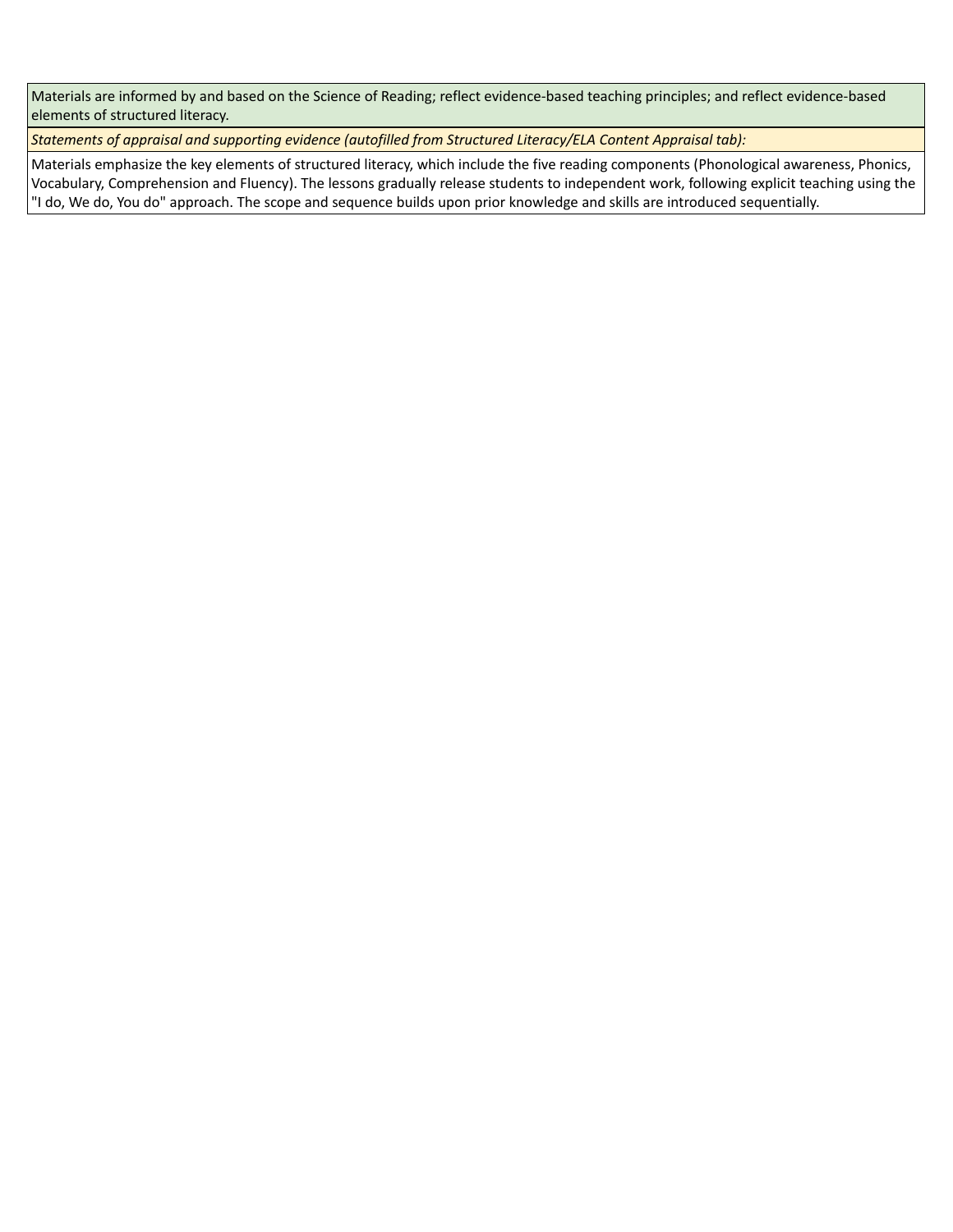| Materials are informed by and based on the Science of Reading; reflect evidence-based teaching principles; and reflect evidence-based elements of structured literacy. |
| --- |
| *Statements of appraisal and supporting evidence (autofilled from Structured Literacy/ELA Content Appraisal tab):* |
| Materials emphasize the key elements of structured literacy, which include the five reading components (Phonological awareness, Phonics, Vocabulary, Comprehension and Fluency). The lessons gradually release students to independent work, following explicit teaching using the "I do, We do, You do" approach. The scope and sequence builds upon prior knowledge and skills are introduced sequentially. |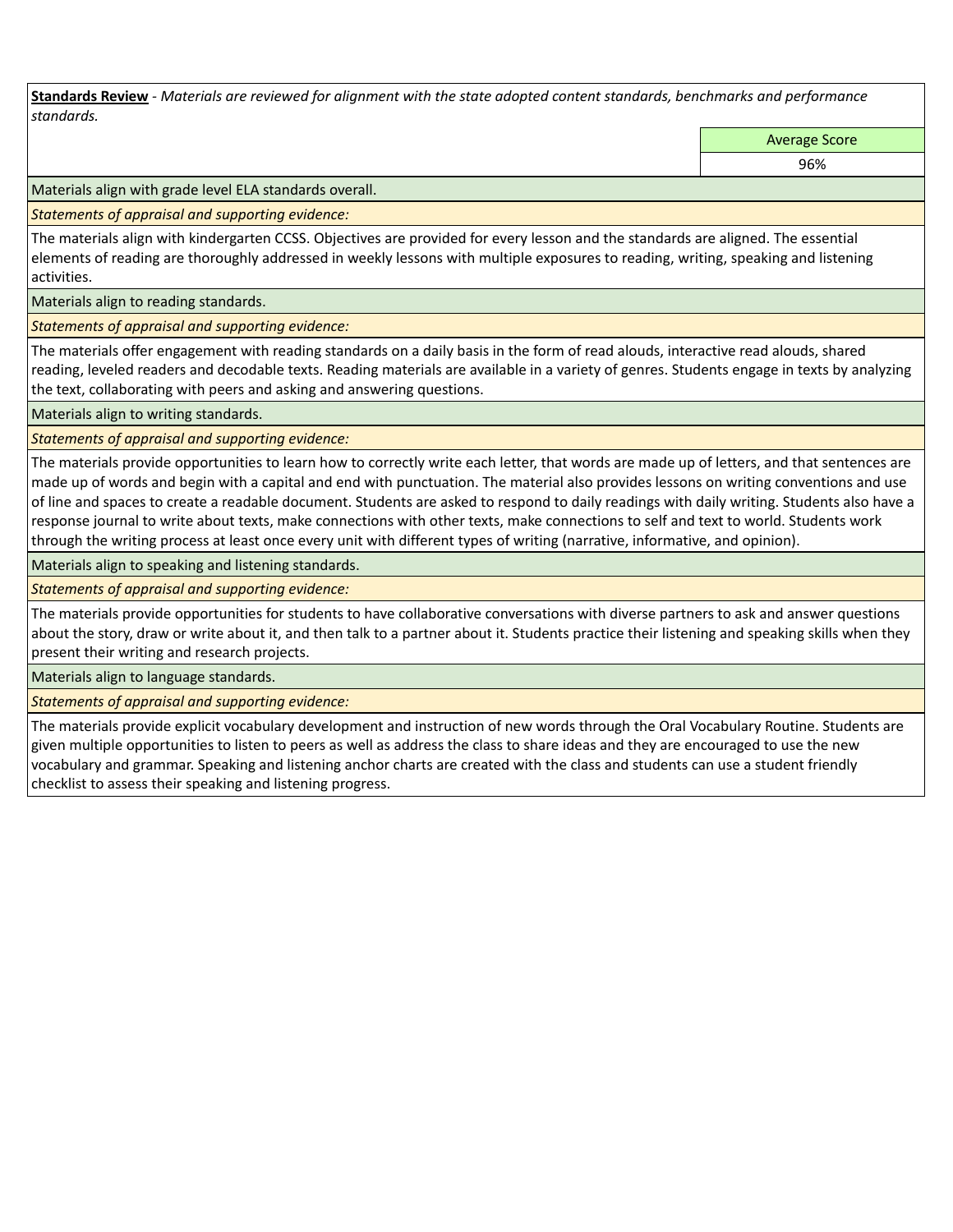**Standards Review** - *Materials are reviewed for alignment with the state adopted content standards, benchmarks and performance standards.*

| Average Score |
|---|
| 96% |

Materials align with grade level ELA standards overall.

*Statements of appraisal and supporting evidence:*

The materials align with kindergarten CCSS. Objectives are provided for every lesson and the standards are aligned. The essential elements of reading are thoroughly addressed in weekly lessons with multiple exposures to reading, writing, speaking and listening activities.

Materials align to reading standards.

*Statements of appraisal and supporting evidence:*

The materials offer engagement with reading standards on a daily basis in the form of read alouds, interactive read alouds, shared reading, leveled readers and decodable texts. Reading materials are available in a variety of genres. Students engage in texts by analyzing the text, collaborating with peers and asking and answering questions.

Materials align to writing standards.

*Statements of appraisal and supporting evidence:*

The materials provide opportunities to learn how to correctly write each letter, that words are made up of letters, and that sentences are made up of words and begin with a capital and end with punctuation. The material also provides lessons on writing conventions and use of line and spaces to create a readable document. Students are asked to respond to daily readings with daily writing. Students also have a response journal to write about texts, make connections with other texts, make connections to self and text to world. Students work through the writing process at least once every unit with different types of writing (narrative, informative, and opinion).

Materials align to speaking and listening standards.

*Statements of appraisal and supporting evidence:*

The materials provide opportunities for students to have collaborative conversations with diverse partners to ask and answer questions about the story, draw or write about it, and then talk to a partner about it. Students practice their listening and speaking skills when they present their writing and research projects.

Materials align to language standards.

*Statements of appraisal and supporting evidence:*

The materials provide explicit vocabulary development and instruction of new words through the Oral Vocabulary Routine. Students are given multiple opportunities to listen to peers as well as address the class to share ideas and they are encouraged to use the new vocabulary and grammar. Speaking and listening anchor charts are created with the class and students can use a student friendly checklist to assess their speaking and listening progress.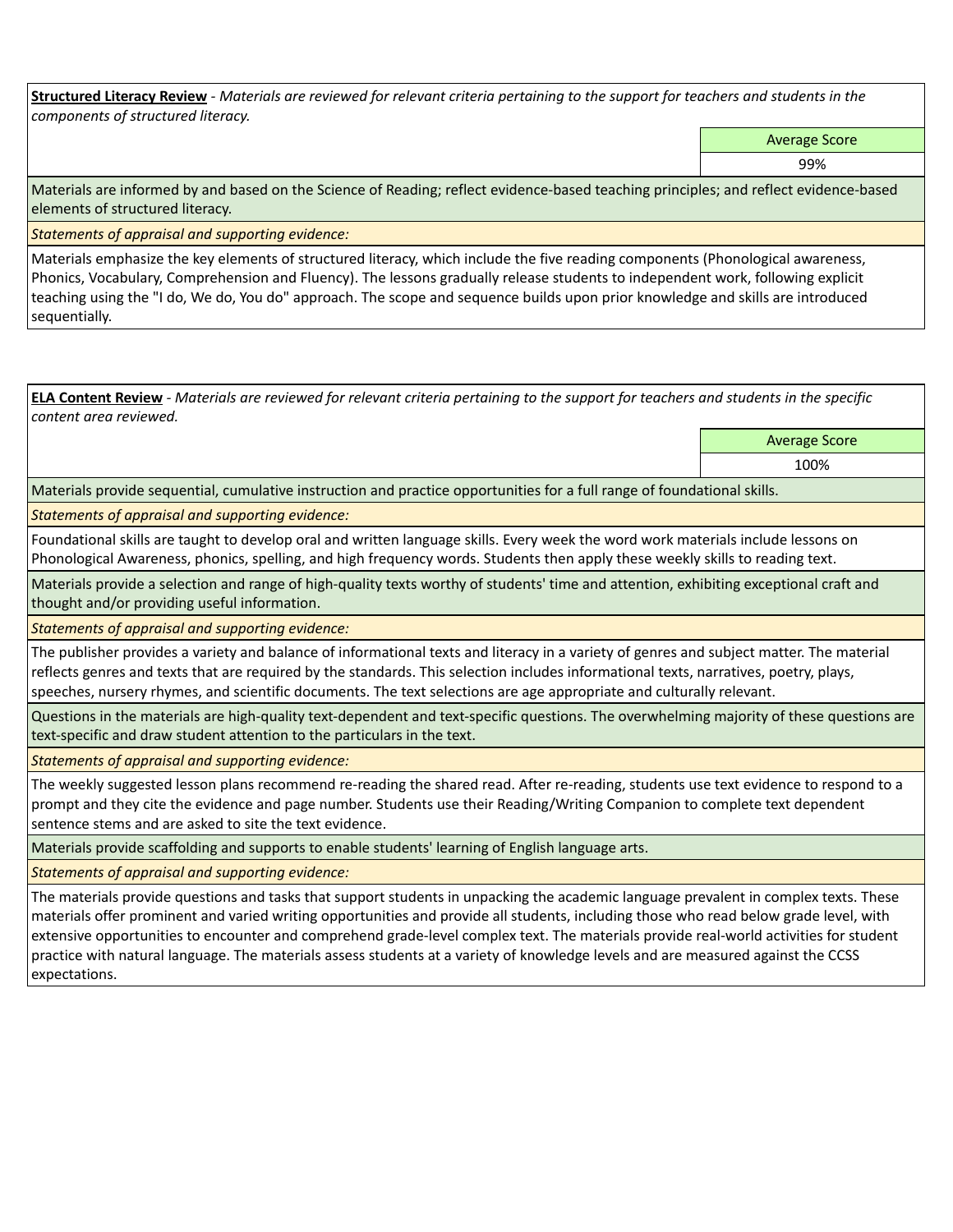**Structured Literacy Review** - *Materials are reviewed for relevant criteria pertaining to the support for teachers and students in the components of structured literacy.*

| Average Score |
|---|
| 99% |

Materials are informed by and based on the Science of Reading; reflect evidence-based teaching principles; and reflect evidence-based elements of structured literacy.

*Statements of appraisal and supporting evidence:*

Materials emphasize the key elements of structured literacy, which include the five reading components (Phonological awareness, Phonics, Vocabulary, Comprehension and Fluency). The lessons gradually release students to independent work, following explicit teaching using the "I do, We do, You do" approach. The scope and sequence builds upon prior knowledge and skills are introduced sequentially.

**ELA Content Review** - *Materials are reviewed for relevant criteria pertaining to the support for teachers and students in the specific content area reviewed.*

| Average Score |
|---|
| 100% |

Materials provide sequential, cumulative instruction and practice opportunities for a full range of foundational skills.

*Statements of appraisal and supporting evidence:*

Foundational skills are taught to develop oral and written language skills. Every week the word work materials include lessons on Phonological Awareness, phonics, spelling, and high frequency words. Students then apply these weekly skills to reading text.

Materials provide a selection and range of high-quality texts worthy of students' time and attention, exhibiting exceptional craft and thought and/or providing useful information.

*Statements of appraisal and supporting evidence:*

The publisher provides a variety and balance of informational texts and literacy in a variety of genres and subject matter. The material reflects genres and texts that are required by the standards. This selection includes informational texts, narratives, poetry, plays, speeches, nursery rhymes, and scientific documents. The text selections are age appropriate and culturally relevant.

Questions in the materials are high-quality text-dependent and text-specific questions. The overwhelming majority of these questions are text-specific and draw student attention to the particulars in the text.

*Statements of appraisal and supporting evidence:*

The weekly suggested lesson plans recommend re-reading the shared read. After re-reading, students use text evidence to respond to a prompt and they cite the evidence and page number. Students use their Reading/Writing Companion to complete text dependent sentence stems and are asked to site the text evidence.

Materials provide scaffolding and supports to enable students' learning of English language arts.

*Statements of appraisal and supporting evidence:*

The materials provide questions and tasks that support students in unpacking the academic language prevalent in complex texts. These materials offer prominent and varied writing opportunities and provide all students, including those who read below grade level, with extensive opportunities to encounter and comprehend grade-level complex text. The materials provide real-world activities for student practice with natural language. The materials assess students at a variety of knowledge levels and are measured against the CCSS expectations.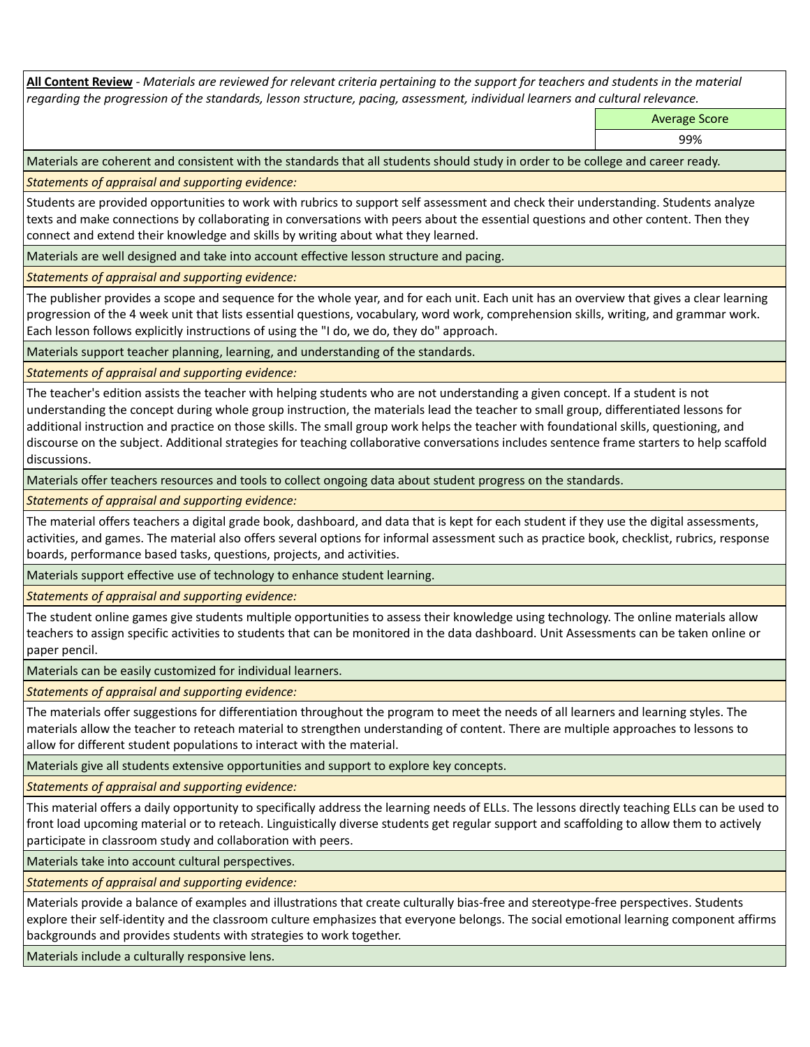**All Content Review** - *Materials are reviewed for relevant criteria pertaining to the support for teachers and students in the material regarding the progression of the standards, lesson structure, pacing, assessment, individual learners and cultural relevance.*

| | Average Score |
|---|---|
| | 99% |

Materials are coherent and consistent with the standards that all students should study in order to be college and career ready.

*Statements of appraisal and supporting evidence:*

Students are provided opportunities to work with rubrics to support self assessment and check their understanding. Students analyze texts and make connections by collaborating in conversations with peers about the essential questions and other content. Then they connect and extend their knowledge and skills by writing about what they learned.

Materials are well designed and take into account effective lesson structure and pacing.

*Statements of appraisal and supporting evidence:*

The publisher provides a scope and sequence for the whole year, and for each unit. Each unit has an overview that gives a clear learning progression of the 4 week unit that lists essential questions, vocabulary, word work, comprehension skills, writing, and grammar work. Each lesson follows explicitly instructions of using the "I do, we do, they do" approach.

Materials support teacher planning, learning, and understanding of the standards.

*Statements of appraisal and supporting evidence:*

The teacher's edition assists the teacher with helping students who are not understanding a given concept. If a student is not understanding the concept during whole group instruction, the materials lead the teacher to small group, differentiated lessons for additional instruction and practice on those skills. The small group work helps the teacher with foundational skills, questioning, and discourse on the subject. Additional strategies for teaching collaborative conversations includes sentence frame starters to help scaffold discussions.

Materials offer teachers resources and tools to collect ongoing data about student progress on the standards.

*Statements of appraisal and supporting evidence:*

The material offers teachers a digital grade book, dashboard, and data that is kept for each student if they use the digital assessments, activities, and games. The material also offers several options for informal assessment such as practice book, checklist, rubrics, response boards, performance based tasks, questions, projects, and activities.

Materials support effective use of technology to enhance student learning.

*Statements of appraisal and supporting evidence:*

The student online games give students multiple opportunities to assess their knowledge using technology. The online materials allow teachers to assign specific activities to students that can be monitored in the data dashboard. Unit Assessments can be taken online or paper pencil.

Materials can be easily customized for individual learners.

*Statements of appraisal and supporting evidence:*

The materials offer suggestions for differentiation throughout the program to meet the needs of all learners and learning styles. The materials allow the teacher to reteach material to strengthen understanding of content. There are multiple approaches to lessons to allow for different student populations to interact with the material.

Materials give all students extensive opportunities and support to explore key concepts.

*Statements of appraisal and supporting evidence:*

This material offers a daily opportunity to specifically address the learning needs of ELLs. The lessons directly teaching ELLs can be used to front load upcoming material or to reteach. Linguistically diverse students get regular support and scaffolding to allow them to actively participate in classroom study and collaboration with peers.

Materials take into account cultural perspectives.

*Statements of appraisal and supporting evidence:*

Materials provide a balance of examples and illustrations that create culturally bias-free and stereotype-free perspectives. Students explore their self-identity and the classroom culture emphasizes that everyone belongs. The social emotional learning component affirms backgrounds and provides students with strategies to work together.

Materials include a culturally responsive lens.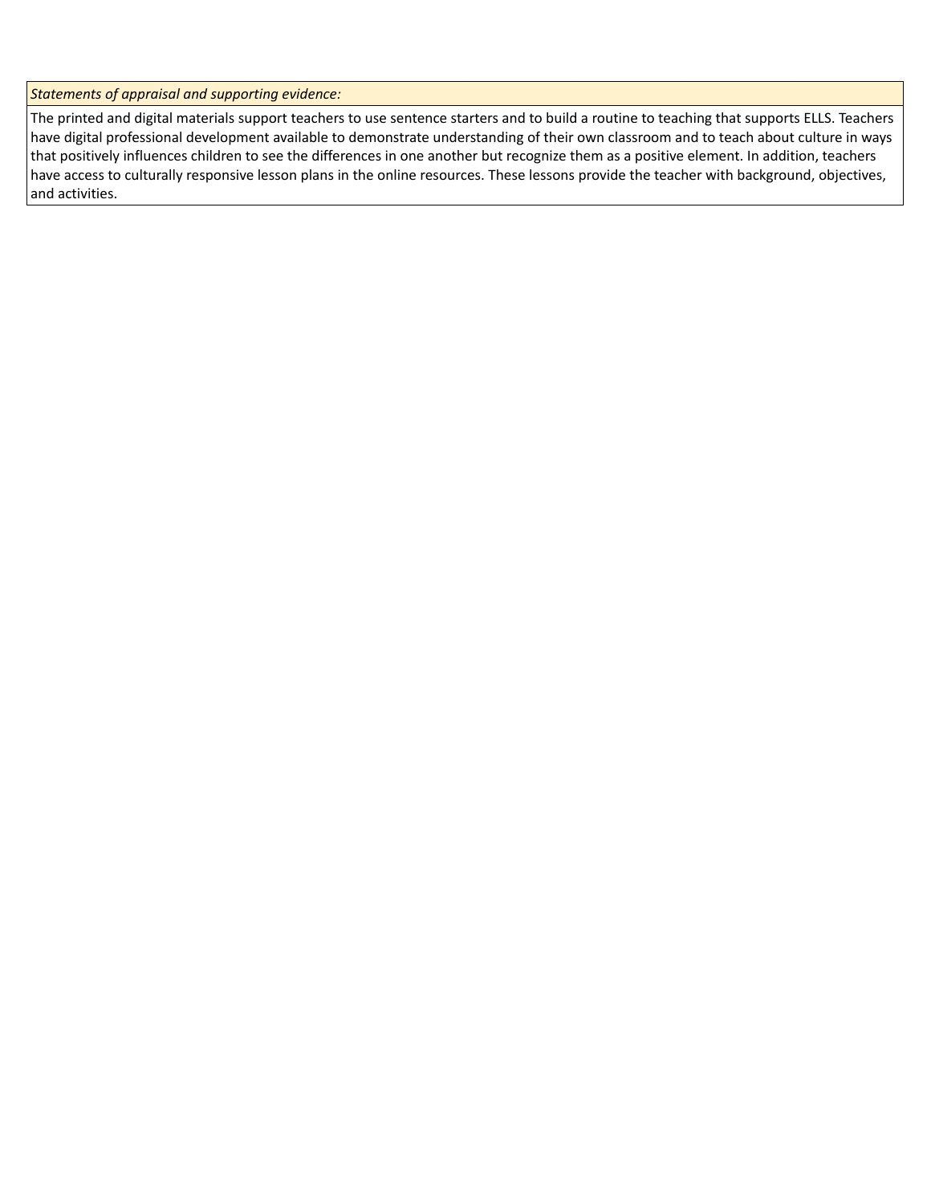| *Statements of appraisal and supporting evidence:* |
| --- |
| The printed and digital materials support teachers to use sentence starters and to build a routine to teaching that supports ELLS. Teachers have digital professional development available to demonstrate understanding of their own classroom and to teach about culture in ways that positively influences children to see the differences in one another but recognize them as a positive element. In addition, teachers have access to culturally responsive lesson plans in the online resources. These lessons provide the teacher with background, objectives, and activities. |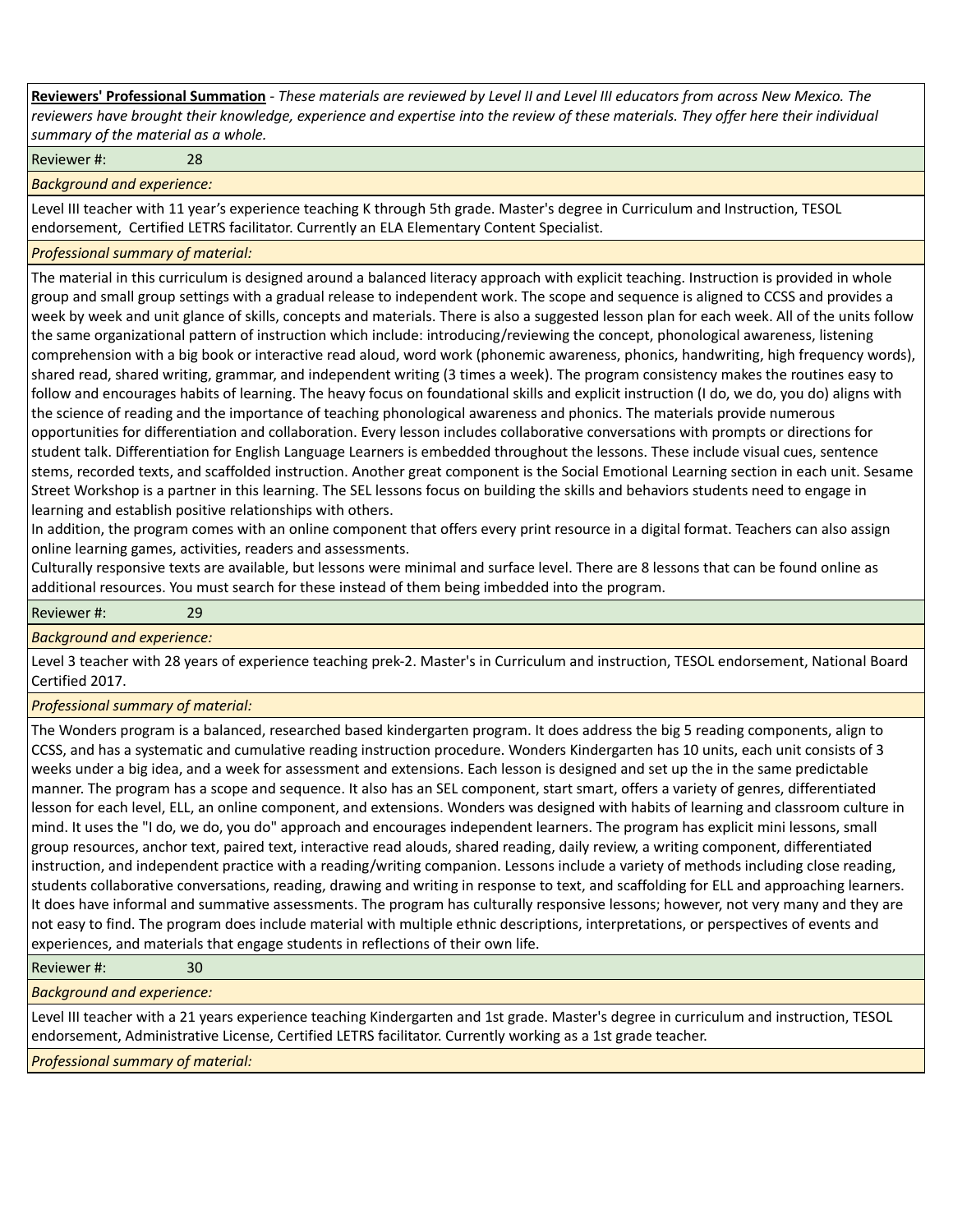**Reviewers' Professional Summation** - *These materials are reviewed by Level II and Level III educators from across New Mexico. The reviewers have brought their knowledge, experience and expertise into the review of these materials. They offer here their individual summary of the material as a whole.*

Reviewer #: 28

*Background and experience:*

Level III teacher with 11 year's experience teaching K through 5th grade. Master's degree in Curriculum and Instruction, TESOL endorsement, Certified LETRS facilitator. Currently an ELA Elementary Content Specialist.

*Professional summary of material:*

The material in this curriculum is designed around a balanced literacy approach with explicit teaching. Instruction is provided in whole group and small group settings with a gradual release to independent work. The scope and sequence is aligned to CCSS and provides a week by week and unit glance of skills, concepts and materials. There is also a suggested lesson plan for each week. All of the units follow the same organizational pattern of instruction which include: introducing/reviewing the concept, phonological awareness, listening comprehension with a big book or interactive read aloud, word work (phonemic awareness, phonics, handwriting, high frequency words), shared read, shared writing, grammar, and independent writing (3 times a week). The program consistency makes the routines easy to follow and encourages habits of learning. The heavy focus on foundational skills and explicit instruction (I do, we do, you do) aligns with the science of reading and the importance of teaching phonological awareness and phonics. The materials provide numerous opportunities for differentiation and collaboration. Every lesson includes collaborative conversations with prompts or directions for student talk. Differentiation for English Language Learners is embedded throughout the lessons. These include visual cues, sentence stems, recorded texts, and scaffolded instruction. Another great component is the Social Emotional Learning section in each unit. Sesame Street Workshop is a partner in this learning. The SEL lessons focus on building the skills and behaviors students need to engage in learning and establish positive relationships with others.
In addition, the program comes with an online component that offers every print resource in a digital format. Teachers can also assign online learning games, activities, readers and assessments.
Culturally responsive texts are available, but lessons were minimal and surface level. There are 8 lessons that can be found online as additional resources. You must search for these instead of them being imbedded into the program.

Reviewer #: 29

*Background and experience:*

Level 3 teacher with 28 years of experience teaching prek-2. Master's in Curriculum and instruction, TESOL endorsement, National Board Certified 2017.

*Professional summary of material:*

The Wonders program is a balanced, researched based kindergarten program. It does address the big 5 reading components, align to CCSS, and has a systematic and cumulative reading instruction procedure. Wonders Kindergarten has 10 units, each unit consists of 3 weeks under a big idea, and a week for assessment and extensions. Each lesson is designed and set up the in the same predictable manner. The program has a scope and sequence. It also has an SEL component, start smart, offers a variety of genres, differentiated lesson for each level, ELL, an online component, and extensions. Wonders was designed with habits of learning and classroom culture in mind. It uses the "I do, we do, you do" approach and encourages independent learners. The program has explicit mini lessons, small group resources, anchor text, paired text, interactive read alouds, shared reading, daily review, a writing component, differentiated instruction, and independent practice with a reading/writing companion. Lessons include a variety of methods including close reading, students collaborative conversations, reading, drawing and writing in response to text, and scaffolding for ELL and approaching learners. It does have informal and summative assessments. The program has culturally responsive lessons; however, not very many and they are not easy to find. The program does include material with multiple ethnic descriptions, interpretations, or perspectives of events and experiences, and materials that engage students in reflections of their own life.

Reviewer #: 30

*Background and experience:*

Level III teacher with a 21 years experience teaching Kindergarten and 1st grade. Master's degree in curriculum and instruction, TESOL endorsement, Administrative License, Certified LETRS facilitator. Currently working as a 1st grade teacher.

*Professional summary of material:*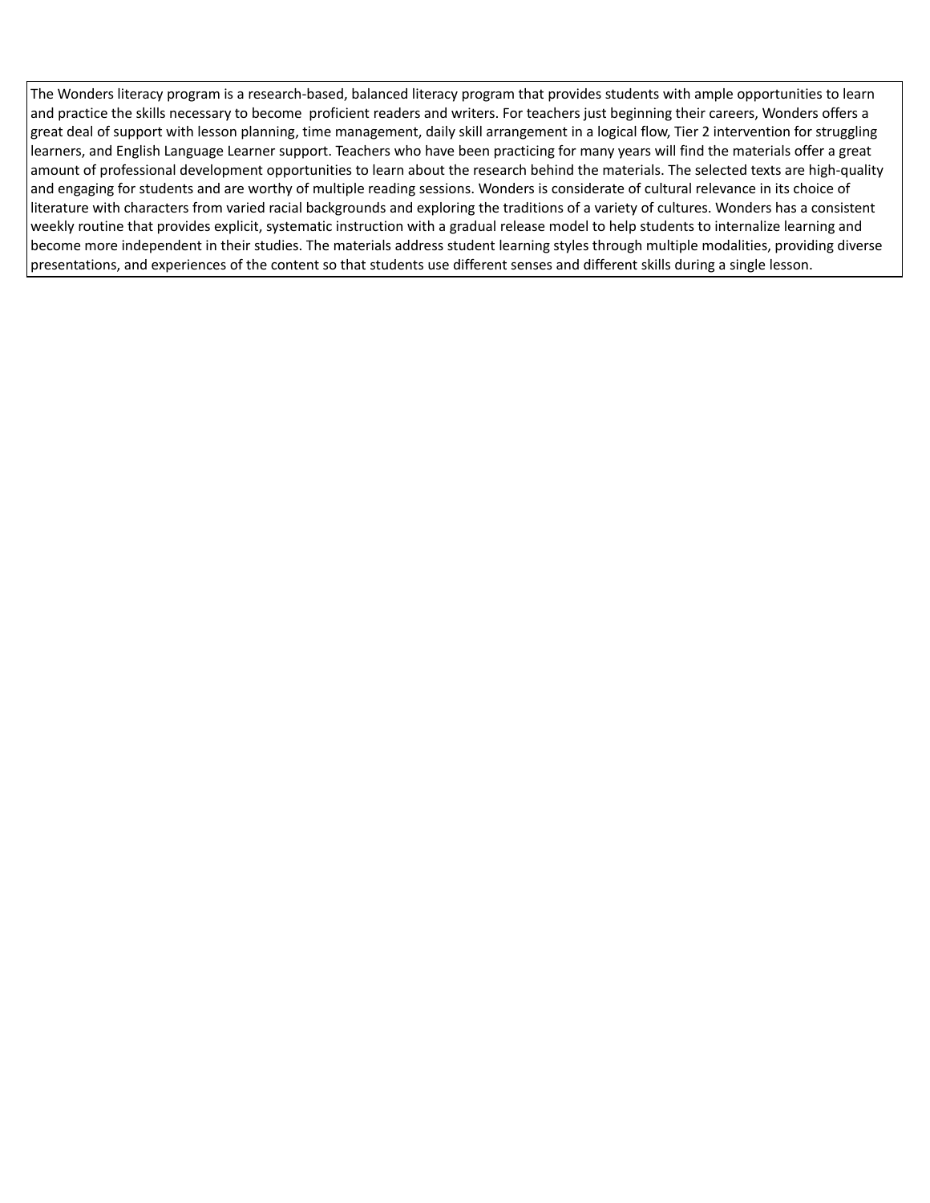The Wonders literacy program is a research-based, balanced literacy program that provides students with ample opportunities to learn and practice the skills necessary to become proficient readers and writers. For teachers just beginning their careers, Wonders offers a great deal of support with lesson planning, time management, daily skill arrangement in a logical flow, Tier 2 intervention for struggling learners, and English Language Learner support. Teachers who have been practicing for many years will find the materials offer a great amount of professional development opportunities to learn about the research behind the materials. The selected texts are high-quality and engaging for students and are worthy of multiple reading sessions. Wonders is considerate of cultural relevance in its choice of literature with characters from varied racial backgrounds and exploring the traditions of a variety of cultures. Wonders has a consistent weekly routine that provides explicit, systematic instruction with a gradual release model to help students to internalize learning and become more independent in their studies. The materials address student learning styles through multiple modalities, providing diverse presentations, and experiences of the content so that students use different senses and different skills during a single lesson.